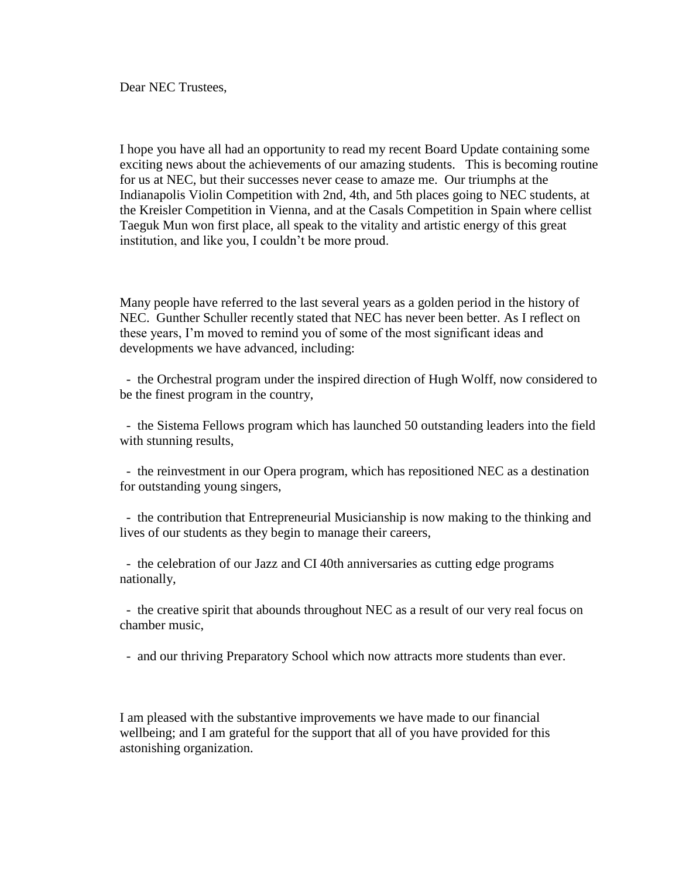Dear NEC Trustees,

I hope you have all had an opportunity to read my recent Board Update containing some exciting news about the achievements of our amazing students. This is becoming routine for us at NEC, but their successes never cease to amaze me. Our triumphs at the Indianapolis Violin Competition with 2nd, 4th, and 5th places going to NEC students, at the Kreisler Competition in Vienna, and at the Casals Competition in Spain where cellist Taeguk Mun won first place, all speak to the vitality and artistic energy of this great institution, and like you, I couldn't be more proud.

Many people have referred to the last several years as a golden period in the history of NEC. Gunther Schuller recently stated that NEC has never been better. As I reflect on these years, I'm moved to remind you of some of the most significant ideas and developments we have advanced, including:

- the Orchestral program under the inspired direction of Hugh Wolff, now considered to be the finest program in the country,
- the Sistema Fellows program which has launched 50 outstanding leaders into the field with stunning results,
- the reinvestment in our Opera program, which has repositioned NEC as a destination for outstanding young singers,
- the contribution that Entrepreneurial Musicianship is now making to the thinking and lives of our students as they begin to manage their careers,
- the celebration of our Jazz and CI 40th anniversaries as cutting edge programs nationally,
- the creative spirit that abounds throughout NEC as a result of our very real focus on chamber music,
- and our thriving Preparatory School which now attracts more students than ever.

I am pleased with the substantive improvements we have made to our financial wellbeing; and I am grateful for the support that all of you have provided for this astonishing organization.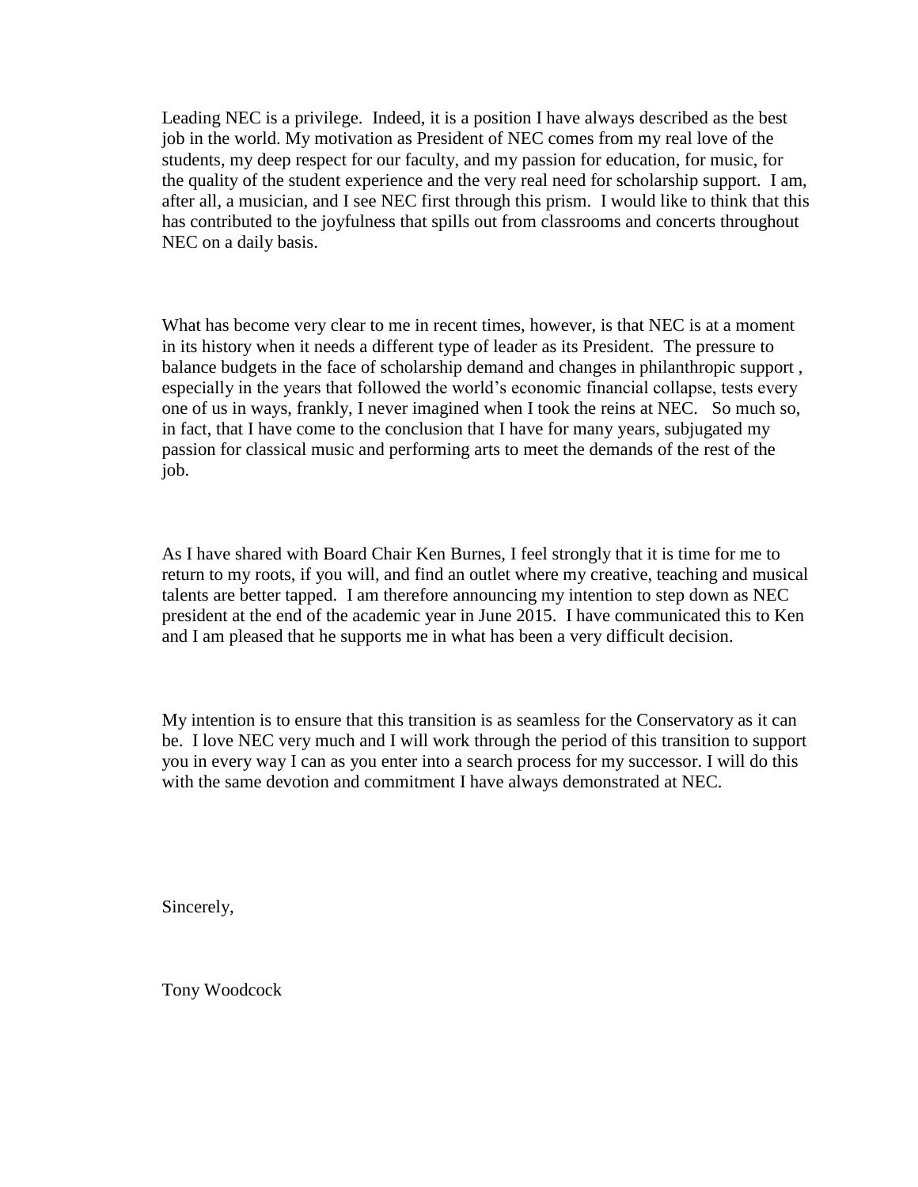Leading NEC is a privilege. Indeed, it is a position I have always described as the best job in the world. My motivation as President of NEC comes from my real love of the students, my deep respect for our faculty, and my passion for education, for music, for the quality of the student experience and the very real need for scholarship support. I am, after all, a musician, and I see NEC first through this prism. I would like to think that this has contributed to the joyfulness that spills out from classrooms and concerts throughout NEC on a daily basis.

What has become very clear to me in recent times, however, is that NEC is at a moment in its history when it needs a different type of leader as its President. The pressure to balance budgets in the face of scholarship demand and changes in philanthropic support , especially in the years that followed the world's economic financial collapse, tests every one of us in ways, frankly, I never imagined when I took the reins at NEC. So much so, in fact, that I have come to the conclusion that I have for many years, subjugated my passion for classical music and performing arts to meet the demands of the rest of the job.

As I have shared with Board Chair Ken Burnes, I feel strongly that it is time for me to return to my roots, if you will, and find an outlet where my creative, teaching and musical talents are better tapped. I am therefore announcing my intention to step down as NEC president at the end of the academic year in June 2015. I have communicated this to Ken and I am pleased that he supports me in what has been a very difficult decision.

My intention is to ensure that this transition is as seamless for the Conservatory as it can be. I love NEC very much and I will work through the period of this transition to support you in every way I can as you enter into a search process for my successor. I will do this with the same devotion and commitment I have always demonstrated at NEC.

Sincerely,

Tony Woodcock